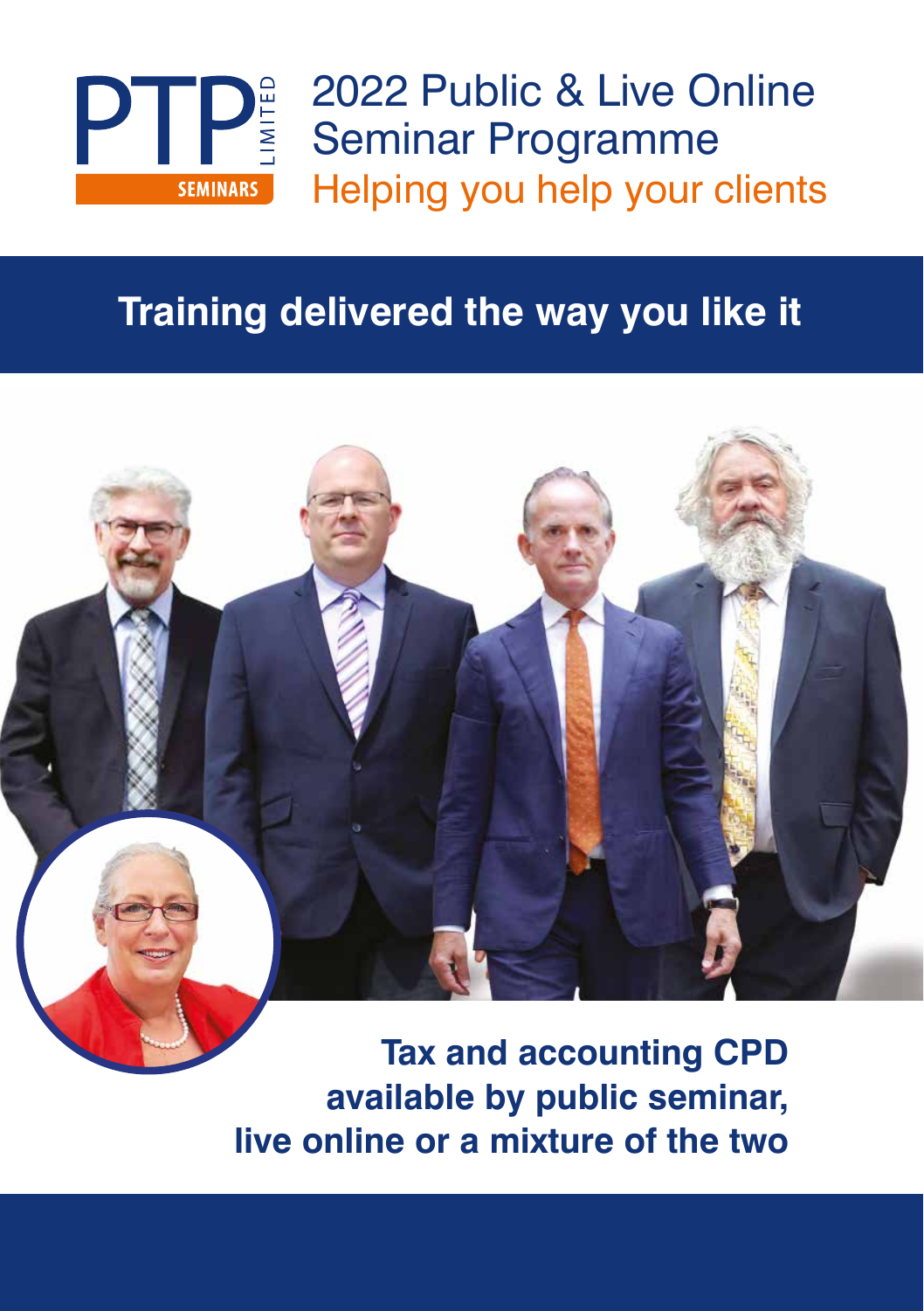PTP LIMITED SEMINARS

# 2022 Public & Live Online Seminar Programme

Helping you help your clients

## Training delivered the way you like it

**Tax and accounting CPD available by public seminar, live online or a mixture of the two**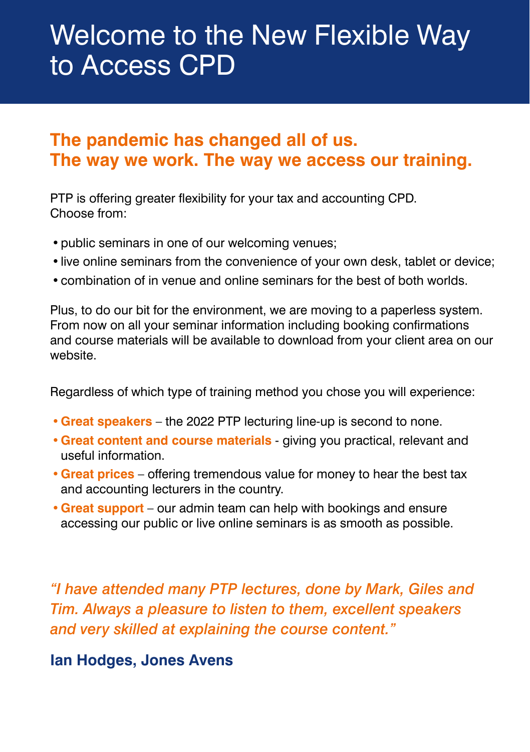# Welcome to the New Flexible Way to Access CPD

## The pandemic has changed all of us. The way we work. The way we access our training.

PTP is offering greater flexibility for your tax and accounting CPD. Choose from:

- public seminars in one of our welcoming venues;
- live online seminars from the convenience of your own desk, tablet or device;
- combination of in venue and online seminars for the best of both worlds.

Plus, to do our bit for the environment, we are moving to a paperless system. From now on all your seminar information including booking confirmations and course materials will be available to download from your client area on our website.

Regardless of which type of training method you chose you will experience:

- **Great speakers** – the 2022 PTP lecturing line-up is second to none.
- **Great content and course materials** - giving you practical, relevant and useful information.
- **Great prices** – offering tremendous value for money to hear the best tax and accounting lecturers in the country.
- **Great support** – our admin team can help with bookings and ensure accessing our public or live online seminars is as smooth as possible.

*"I have attended many PTP lectures, done by Mark, Giles and Tim. Always a pleasure to listen to them, excellent speakers and very skilled at explaining the course content."*

**Ian Hodges, Jones Avens**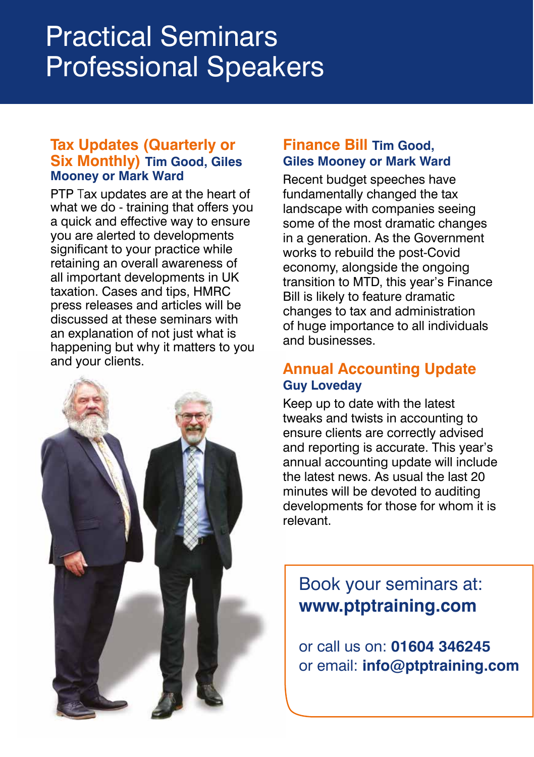# Practical Seminars Professional Speakers

## Tax Updates (Quarterly or Six Monthly) Tim Good, Giles Mooney or Mark Ward

PTP Tax updates are at the heart of what we do - training that offers you a quick and effective way to ensure you are alerted to developments significant to your practice while retaining an overall awareness of all important developments in UK taxation. Cases and tips, HMRC press releases and articles will be discussed at these seminars with an explanation of not just what is happening but why it matters to you and your clients.

## Finance Bill Tim Good, Giles Mooney or Mark Ward

Recent budget speeches have fundamentally changed the tax landscape with companies seeing some of the most dramatic changes in a generation. As the Government works to rebuild the post-Covid economy, alongside the ongoing transition to MTD, this year's Finance Bill is likely to feature dramatic changes to tax and administration of huge importance to all individuals and businesses.

## Annual Accounting Update Guy Loveday

Keep up to date with the latest tweaks and twists in accounting to ensure clients are correctly advised and reporting is accurate. This year's annual accounting update will include the latest news. As usual the last 20 minutes will be devoted to auditing developments for those for whom it is relevant.

Book your seminars at:
**www.ptptraining.com**

or call us on: **01604 346245**
or email: **info@ptptraining.com**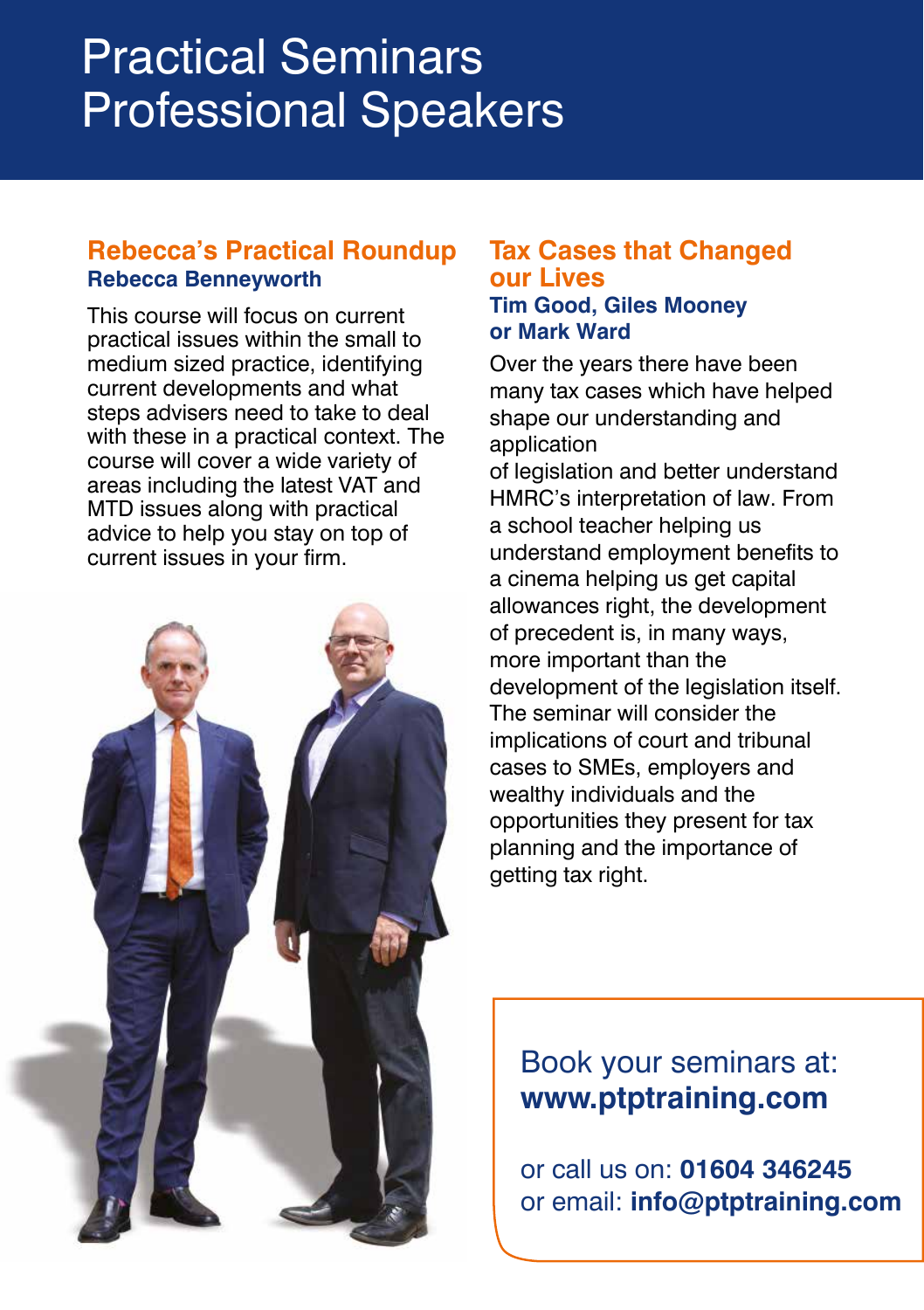# Practical Seminars Professional Speakers

## Rebecca's Practical Roundup

### Rebecca Benneyworth

This course will focus on current practical issues within the small to medium sized practice, identifying current developments and what steps advisers need to take to deal with these in a practical context. The course will cover a wide variety of areas including the latest VAT and MTD issues along with practical advice to help you stay on top of current issues in your firm.

## Tax Cases that Changed our Lives

### Tim Good, Giles Mooney or Mark Ward

Over the years there have been many tax cases which have helped shape our understanding and application of legislation and better understand HMRC's interpretation of law. From a school teacher helping us understand employment benefits to a cinema helping us get capital allowances right, the development of precedent is, in many ways, more important than the development of the legislation itself. The seminar will consider the implications of court and tribunal cases to SMEs, employers and wealthy individuals and the opportunities they present for tax planning and the importance of getting tax right.

Book your seminars at:
**www.ptptraining.com**

or call us on: **01604 346245**
or email: **info@ptptraining.com**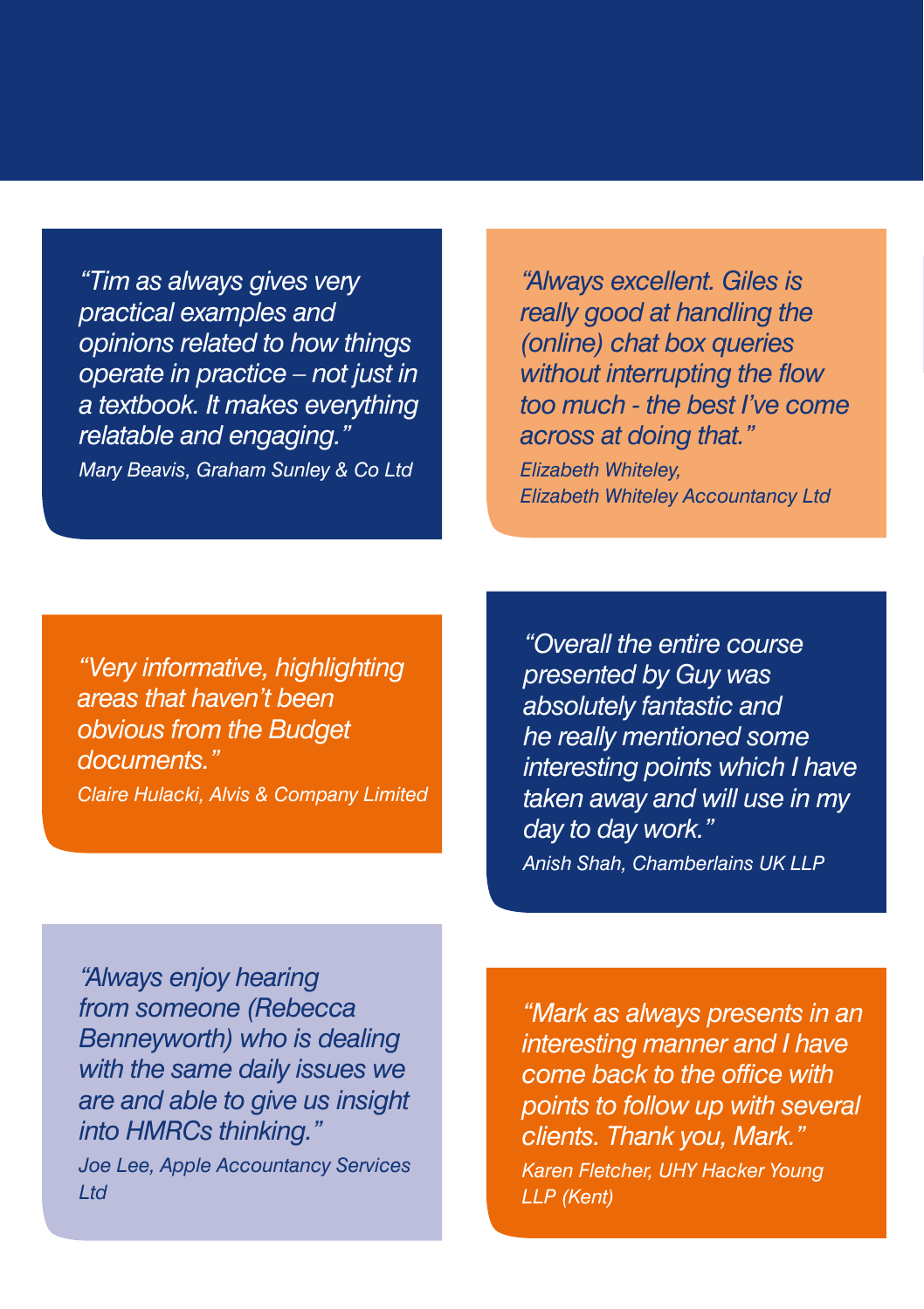*"Tim as always gives very practical examples and opinions related to how things operate in practice – not just in a textbook. It makes everything relatable and engaging."*

*Mary Beavis, Graham Sunley & Co Ltd*

*"Always excellent. Giles is really good at handling the (online) chat box queries without interrupting the flow too much - the best I've come across at doing that."*

*Elizabeth Whiteley, Elizabeth Whiteley Accountancy Ltd*

*"Very informative, highlighting areas that haven't been obvious from the Budget documents."*

*Claire Hulacki, Alvis & Company Limited*

*"Overall the entire course presented by Guy was absolutely fantastic and he really mentioned some interesting points which I have taken away and will use in my day to day work."*

*Anish Shah, Chamberlains UK LLP*

*"Always enjoy hearing from someone (Rebecca Benneyworth) who is dealing with the same daily issues we are and able to give us insight into HMRCs thinking."*

*Joe Lee, Apple Accountancy Services Ltd*

*"Mark as always presents in an interesting manner and I have come back to the office with points to follow up with several clients. Thank you, Mark."*

*Karen Fletcher, UHY Hacker Young LLP (Kent)*